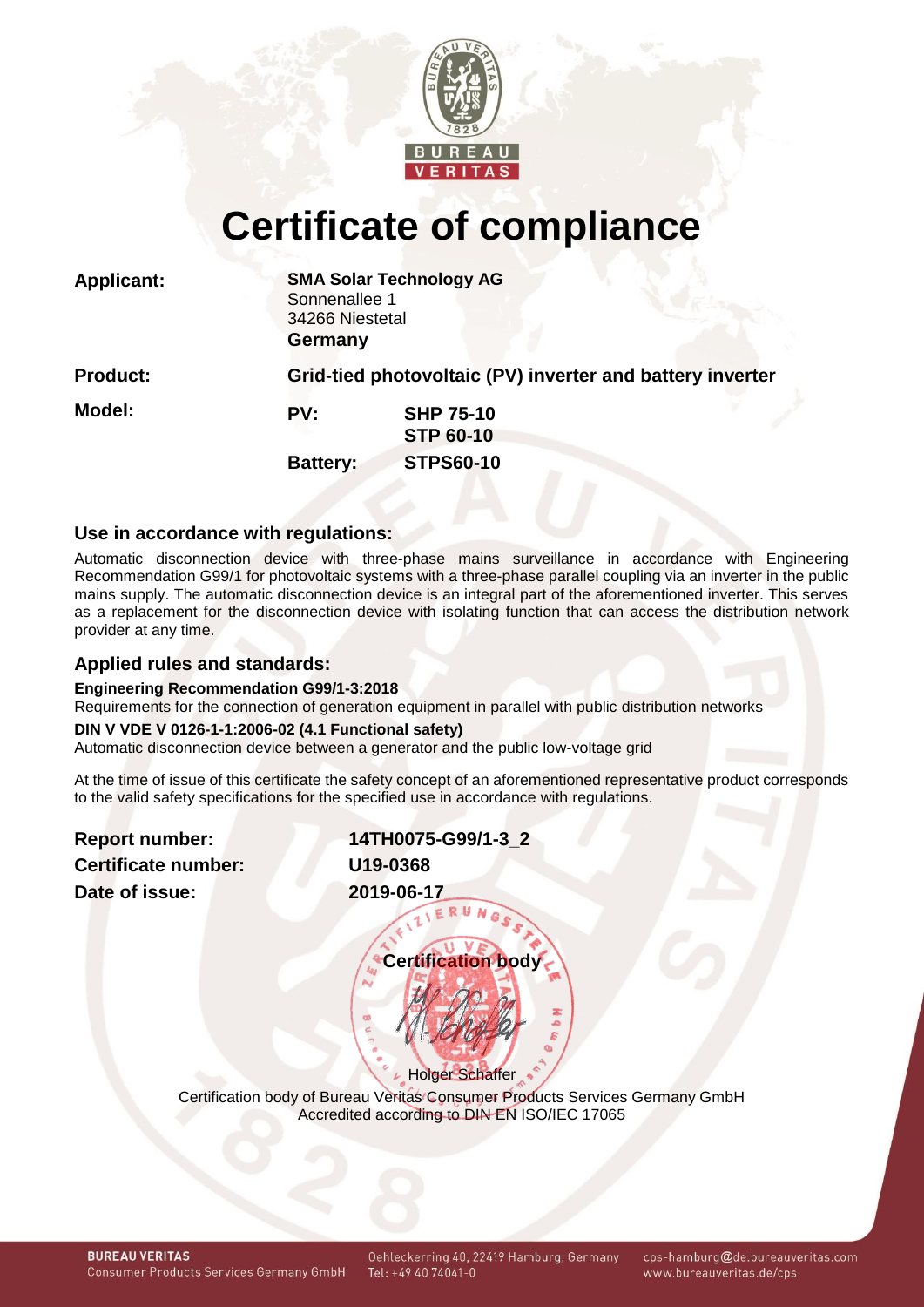# Certificate of compliance

| | |
|---|---|
| **Applicant:** | **SMA Solar Technology AG**<br>Sonnenallee 1<br>34266 Niestetal<br>**Germany** |
| **Product:** | **Grid-tied photovoltaic (PV) inverter and battery inverter** |
| **Model:** | **PV:** **SHP 75-10**, **STP 60-10**<br>**Battery:** **STPS60-10** |

## Use in accordance with regulations:

Automatic disconnection device with three-phase mains surveillance in accordance with Engineering Recommendation G99/1 for photovoltaic systems with a three-phase parallel coupling via an inverter in the public mains supply. The automatic disconnection device is an integral part of the aforementioned inverter. This serves as a replacement for the disconnection device with isolating function that can access the distribution network provider at any time.

## Applied rules and standards:

**Engineering Recommendation G99/1-3:2018**
Requirements for the connection of generation equipment in parallel with public distribution networks

**DIN V VDE V 0126-1-1:2006-02 (4.1 Functional safety)**
Automatic disconnection device between a generator and the public low-voltage grid

At the time of issue of this certificate the safety concept of an aforementioned representative product corresponds to the valid safety specifications for the specified use in accordance with regulations.

| | |
|---|---|
| **Report number:** | **14TH0075-G99/1-3_2** |
| **Certificate number:** | **U19-0368** |
| **Date of issue:** | **2019-06-17** |

**Certification body**

Holger Schaffer

Certification body of Bureau Veritas Consumer Products Services Germany GmbH
Accredited according to DIN EN ISO/IEC 17065

**BUREAU VERITAS**
Consumer Products Services Germany GmbH
Oehleckerring 40, 22419 Hamburg, Germany
Tel: +49 40 74041-0
cps-hamburg@de.bureauveritas.com
www.bureauveritas.de/cps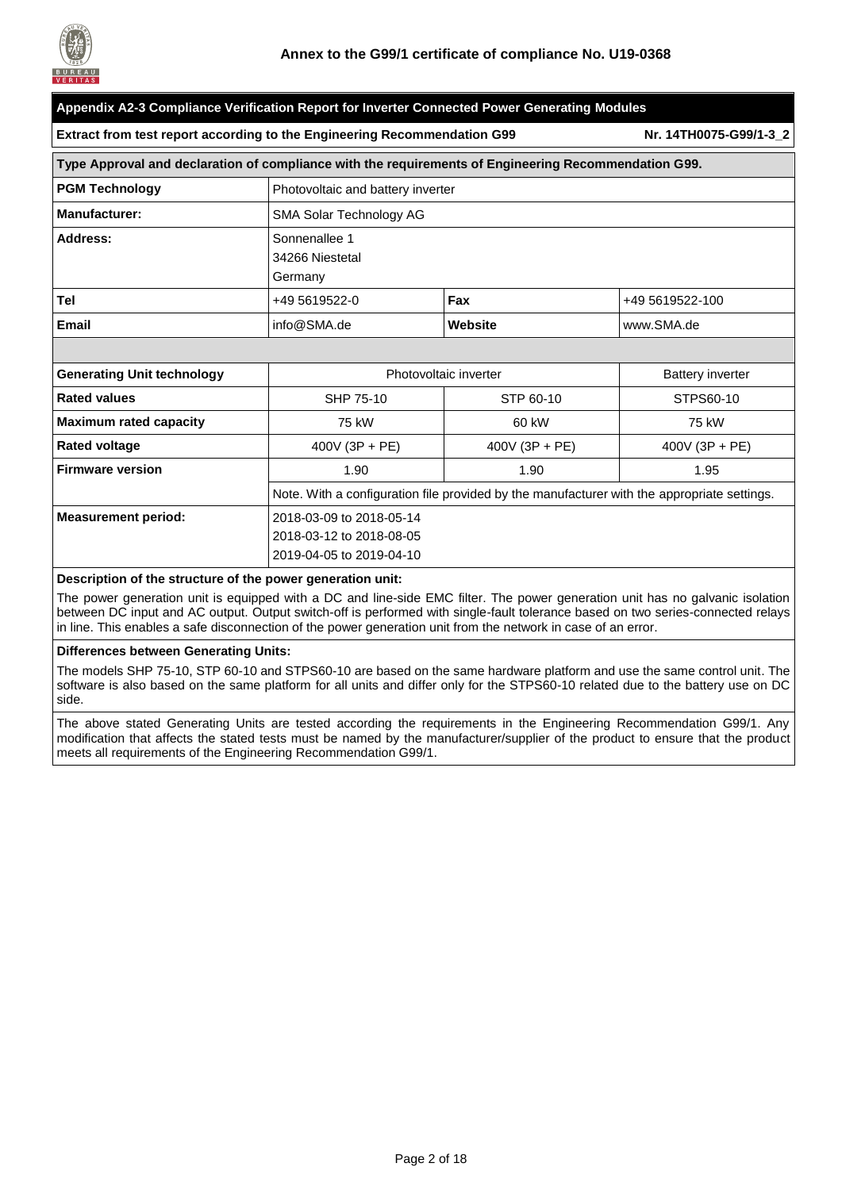**Annex to the G99/1 certificate of compliance No. U19-0368**

## Appendix A2-3 Compliance Verification Report for Inverter Connected Power Generating Modules

**Extract from test report according to the Engineering Recommendation G99** **Nr. 14TH0075-G99/1-3_2**

| **Type Approval and declaration of compliance with the requirements of Engineering Recommendation G99.** | | | |
|---|---|---|---|
| **PGM Technology** | Photovoltaic and battery inverter | | |
| **Manufacturer:** | SMA Solar Technology AG | | |
| **Address:** | Sonnenallee 1<br>34266 Niestetal<br>Germany | | |
| **Tel** | +49 5619522-0 | **Fax** | +49 5619522-100 |
| **Email** | info@SMA.de | **Website** | www.SMA.de |
| | | | |
| **Generating Unit technology** | Photovoltaic inverter | | Battery inverter |
| **Rated values** | SHP 75-10 | STP 60-10 | STPS60-10 |
| **Maximum rated capacity** | 75 kW | 60 kW | 75 kW |
| **Rated voltage** | 400V (3P + PE) | 400V (3P + PE) | 400V (3P + PE) |
| **Firmware version** | 1.90 | 1.90 | 1.95 |
| | Note. With a configuration file provided by the manufacturer with the appropriate settings. | | |
| **Measurement period:** | 2018-03-09 to 2018-05-14<br>2018-03-12 to 2018-08-05<br>2019-04-05 to 2019-04-10 | | |

**Description of the structure of the power generation unit:**

The power generation unit is equipped with a DC and line-side EMC filter. The power generation unit has no galvanic isolation between DC input and AC output. Output switch-off is performed with single-fault tolerance based on two series-connected relays in line. This enables a safe disconnection of the power generation unit from the network in case of an error.

**Differences between Generating Units:**

The models SHP 75-10, STP 60-10 and STPS60-10 are based on the same hardware platform and use the same control unit. The software is also based on the same platform for all units and differ only for the STPS60-10 related due to the battery use on DC side.

The above stated Generating Units are tested according the requirements in the Engineering Recommendation G99/1. Any modification that affects the stated tests must be named by the manufacturer/supplier of the product to ensure that the product meets all requirements of the Engineering Recommendation G99/1.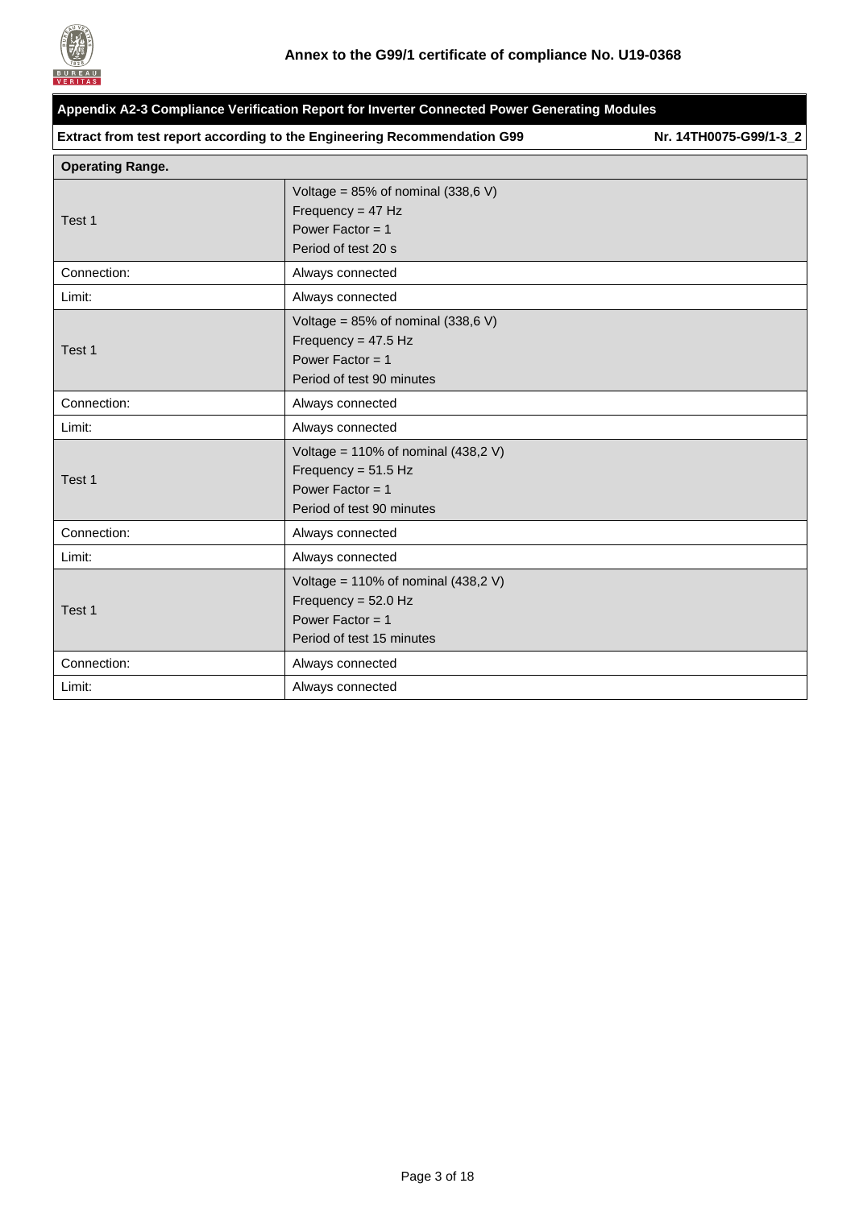## Annex to the G99/1 certificate of compliance No. U19-0368

**Appendix A2-3 Compliance Verification Report for Inverter Connected Power Generating Modules**

**Extract from test report according to the Engineering Recommendation G99** **Nr. 14TH0075-G99/1-3_2**

| **Operating Range.** | |
|---|---|
| Test 1 | Voltage = 85% of nominal (338,6 V)<br>Frequency = 47 Hz<br>Power Factor = 1<br>Period of test 20 s |
| Connection: | Always connected |
| Limit: | Always connected |
| Test 1 | Voltage = 85% of nominal (338,6 V)<br>Frequency = 47.5 Hz<br>Power Factor = 1<br>Period of test 90 minutes |
| Connection: | Always connected |
| Limit: | Always connected |
| Test 1 | Voltage = 110% of nominal (438,2 V)<br>Frequency = 51.5 Hz<br>Power Factor = 1<br>Period of test 90 minutes |
| Connection: | Always connected |
| Limit: | Always connected |
| Test 1 | Voltage = 110% of nominal (438,2 V)<br>Frequency = 52.0 Hz<br>Power Factor = 1<br>Period of test 15 minutes |
| Connection: | Always connected |
| Limit: | Always connected |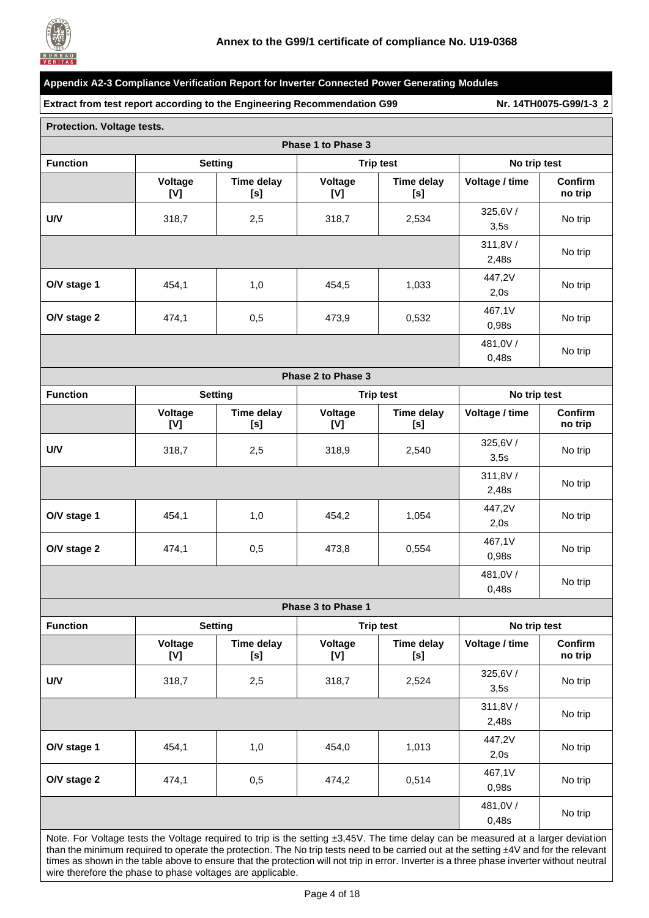## Annex to the G99/1 certificate of compliance No. U19-0368

**Appendix A2-3 Compliance Verification Report for Inverter Connected Power Generating Modules**

**Extract from test report according to the Engineering Recommendation G99** **Nr. 14TH0075-G99/1-3_2**

**Protection. Voltage tests.**

**Phase 1 to Phase 3**

| Function | Setting | | Trip test | | No trip test | |
|---|---|---|---|---|---|---|
| | Voltage [V] | Time delay [s] | Voltage [V] | Time delay [s] | Voltage / time | Confirm no trip |
| U/V | 318,7 | 2,5 | 318,7 | 2,534 | 325,6V / 3,5s | No trip |
| | | | | | 311,8V / 2,48s | No trip |
| O/V stage 1 | 454,1 | 1,0 | 454,5 | 1,033 | 447,2V 2,0s | No trip |
| O/V stage 2 | 474,1 | 0,5 | 473,9 | 0,532 | 467,1V 0,98s | No trip |
| | | | | | 481,0V / 0,48s | No trip |

**Phase 2 to Phase 3**

| Function | Setting | | Trip test | | No trip test | |
|---|---|---|---|---|---|---|
| | Voltage [V] | Time delay [s] | Voltage [V] | Time delay [s] | Voltage / time | Confirm no trip |
| U/V | 318,7 | 2,5 | 318,9 | 2,540 | 325,6V / 3,5s | No trip |
| | | | | | 311,8V / 2,48s | No trip |
| O/V stage 1 | 454,1 | 1,0 | 454,2 | 1,054 | 447,2V 2,0s | No trip |
| O/V stage 2 | 474,1 | 0,5 | 473,8 | 0,554 | 467,1V 0,98s | No trip |
| | | | | | 481,0V / 0,48s | No trip |

**Phase 3 to Phase 1**

| Function | Setting | | Trip test | | No trip test | |
|---|---|---|---|---|---|---|
| | Voltage [V] | Time delay [s] | Voltage [V] | Time delay [s] | Voltage / time | Confirm no trip |
| U/V | 318,7 | 2,5 | 318,7 | 2,524 | 325,6V / 3,5s | No trip |
| | | | | | 311,8V / 2,48s | No trip |
| O/V stage 1 | 454,1 | 1,0 | 454,0 | 1,013 | 447,2V 2,0s | No trip |
| O/V stage 2 | 474,1 | 0,5 | 474,2 | 0,514 | 467,1V 0,98s | No trip |
| | | | | | 481,0V / 0,48s | No trip |

Note. For Voltage tests the Voltage required to trip is the setting ±3,45V. The time delay can be measured at a larger deviation than the minimum required to operate the protection. The No trip tests need to be carried out at the setting ±4V and for the relevant times as shown in the table above to ensure that the protection will not trip in error. Inverter is a three phase inverter without neutral wire therefore the phase to phase voltages are applicable.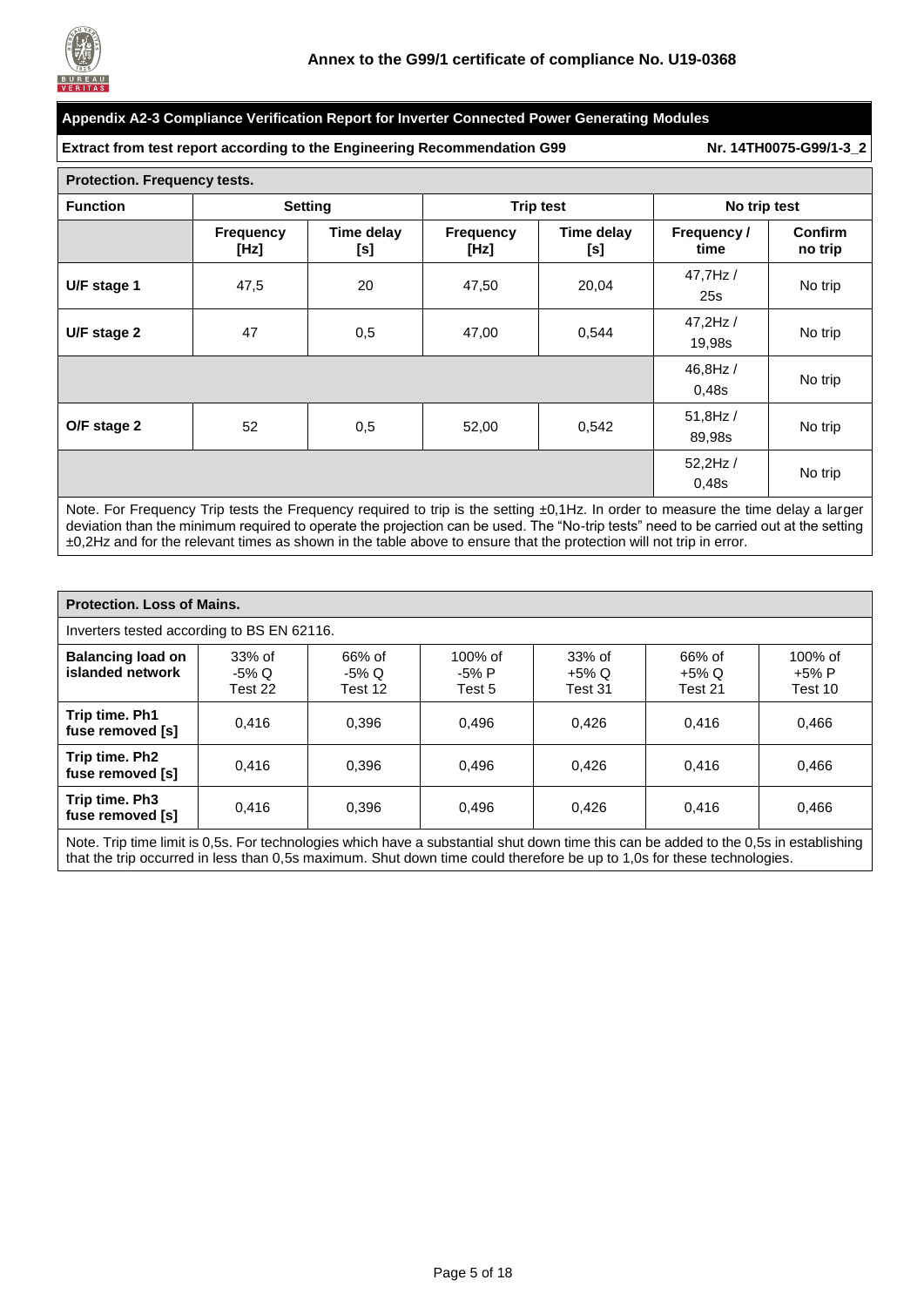## Annex to the G99/1 certificate of compliance No. U19-0368

### Appendix A2-3 Compliance Verification Report for Inverter Connected Power Generating Modules

**Extract from test report according to the Engineering Recommendation G99** **Nr. 14TH0075-G99/1-3_2**

| **Protection. Frequency tests.** | | | | | | |
|---|---|---|---|---|---|---|
| **Function** | **Setting** | | **Trip test** | | **No trip test** | |
| | **Frequency [Hz]** | **Time delay [s]** | **Frequency [Hz]** | **Time delay [s]** | **Frequency / time** | **Confirm no trip** |
| **U/F stage 1** | 47,5 | 20 | 47,50 | 20,04 | 47,7Hz / 25s | No trip |
| **U/F stage 2** | 47 | 0,5 | 47,00 | 0,544 | 47,2Hz / 19,98s | No trip |
| | | | | | 46,8Hz / 0,48s | No trip |
| **O/F stage 2** | 52 | 0,5 | 52,00 | 0,542 | 51,8Hz / 89,98s | No trip |
| | | | | | 52,2Hz / 0,48s | No trip |

Note. For Frequency Trip tests the Frequency required to trip is the setting ±0,1Hz. In order to measure the time delay a larger deviation than the minimum required to operate the projection can be used. The "No-trip tests" need to be carried out at the setting ±0,2Hz and for the relevant times as shown in the table above to ensure that the protection will not trip in error.

**Protection. Loss of Mains.**

Inverters tested according to BS EN 62116.

| **Balancing load on islanded network** | 33% of -5% Q Test 22 | 66% of -5% Q Test 12 | 100% of -5% P Test 5 | 33% of +5% Q Test 31 | 66% of +5% Q Test 21 | 100% of +5% P Test 10 |
|---|---|---|---|---|---|---|
| **Trip time. Ph1 fuse removed [s]** | 0,416 | 0,396 | 0,496 | 0,426 | 0,416 | 0,466 |
| **Trip time. Ph2 fuse removed [s]** | 0,416 | 0,396 | 0,496 | 0,426 | 0,416 | 0,466 |
| **Trip time. Ph3 fuse removed [s]** | 0,416 | 0,396 | 0,496 | 0,426 | 0,416 | 0,466 |

Note. Trip time limit is 0,5s. For technologies which have a substantial shut down time this can be added to the 0,5s in establishing that the trip occurred in less than 0,5s maximum. Shut down time could therefore be up to 1,0s for these technologies.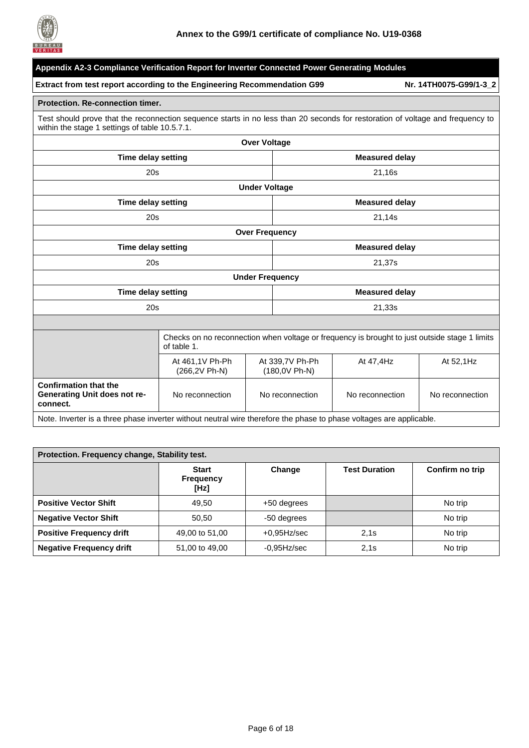**Annex to the G99/1 certificate of compliance No. U19-0368**

**Appendix A2-3 Compliance Verification Report for Inverter Connected Power Generating Modules**

**Extract from test report according to the Engineering Recommendation G99** — **Nr. 14TH0075-G99/1-3_2**

**Protection. Re-connection timer.**

Test should prove that the reconnection sequence starts in no less than 20 seconds for restoration of voltage and frequency to within the stage 1 settings of table 10.5.7.1.

| Over Voltage | |
|---|---|
| **Time delay setting** | **Measured delay** |
| 20s | 21,16s |
| **Under Voltage** | |
| **Time delay setting** | **Measured delay** |
| 20s | 21,14s |
| **Over Frequency** | |
| **Time delay setting** | **Measured delay** |
| 20s | 21,37s |
| **Under Frequency** | |
| **Time delay setting** | **Measured delay** |
| 20s | 21,33s |

| | Checks on no reconnection when voltage or frequency is brought to just outside stage 1 limits of table 1. | | | |
|---|---|---|---|---|
| | At 461,1V Ph-Ph (266,2V Ph-N) | At 339,7V Ph-Ph (180,0V Ph-N) | At 47,4Hz | At 52,1Hz |
| **Confirmation that the Generating Unit does not re-connect.** | No reconnection | No reconnection | No reconnection | No reconnection |

Note. Inverter is a three phase inverter without neutral wire therefore the phase to phase voltages are applicable.

**Protection. Frequency change, Stability test.**

| | **Start Frequency [Hz]** | **Change** | **Test Duration** | **Confirm no trip** |
|---|---|---|---|---|
| **Positive Vector Shift** | 49,50 | +50 degrees | | No trip |
| **Negative Vector Shift** | 50,50 | -50 degrees | | No trip |
| **Positive Frequency drift** | 49,00 to 51,00 | +0,95Hz/sec | 2,1s | No trip |
| **Negative Frequency drift** | 51,00 to 49,00 | -0,95Hz/sec | 2,1s | No trip |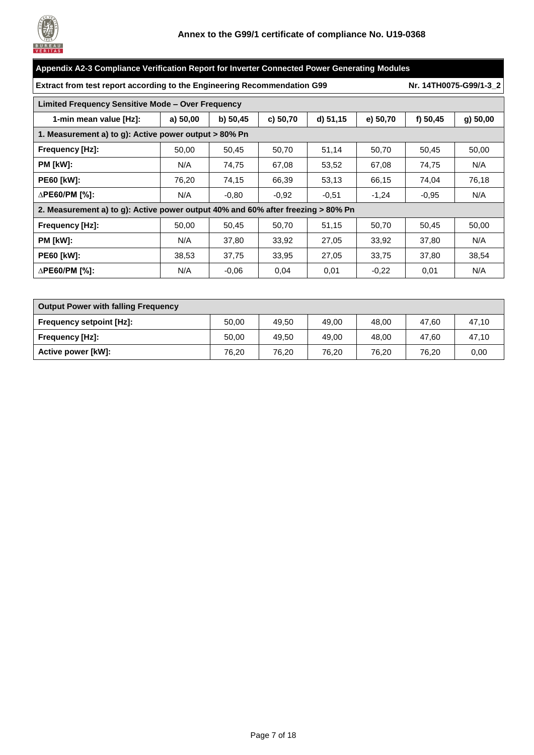## Annex to the G99/1 certificate of compliance No. U19-0368

| Appendix A2-3 Compliance Verification Report for Inverter Connected Power Generating Modules | | | | | | | |
|---|---|---|---|---|---|---|---|
| Extract from test report according to the Engineering Recommendation G99 | | | | | | | Nr. 14TH0075-G99/1-3_2 |
| **Limited Frequency Sensitive Mode – Over Frequency** | | | | | | | |
| **1-min mean value [Hz]:** | **a) 50,00** | **b) 50,45** | **c) 50,70** | **d) 51,15** | **e) 50,70** | **f) 50,45** | **g) 50,00** |
| **1. Measurement a) to g): Active power output > 80% Pn** | | | | | | | |
| **Frequency [Hz]:** | 50,00 | 50,45 | 50,70 | 51,14 | 50,70 | 50,45 | 50,00 |
| **PM [kW]:** | N/A | 74,75 | 67,08 | 53,52 | 67,08 | 74,75 | N/A |
| **PE60 [kW]:** | 76,20 | 74,15 | 66,39 | 53,13 | 66,15 | 74,04 | 76,18 |
| **∆PE60/PM [%]:** | N/A | -0,80 | -0,92 | -0,51 | -1,24 | -0,95 | N/A |
| **2. Measurement a) to g): Active power output 40% and 60% after freezing > 80% Pn** | | | | | | | |
| **Frequency [Hz]:** | 50,00 | 50,45 | 50,70 | 51,15 | 50,70 | 50,45 | 50,00 |
| **PM [kW]:** | N/A | 37,80 | 33,92 | 27,05 | 33,92 | 37,80 | N/A |
| **PE60 [kW]:** | 38,53 | 37,75 | 33,95 | 27,05 | 33,75 | 37,80 | 38,54 |
| **∆PE60/PM [%]:** | N/A | -0,06 | 0,04 | 0,01 | -0,22 | 0,01 | N/A |

| Output Power with falling Frequency | | | | | | |
|---|---|---|---|---|---|---|
| **Frequency setpoint [Hz]:** | 50,00 | 49,50 | 49,00 | 48,00 | 47,60 | 47,10 |
| **Frequency [Hz]:** | 50,00 | 49,50 | 49,00 | 48,00 | 47,60 | 47,10 |
| **Active power [kW]:** | 76,20 | 76,20 | 76,20 | 76,20 | 76,20 | 0,00 |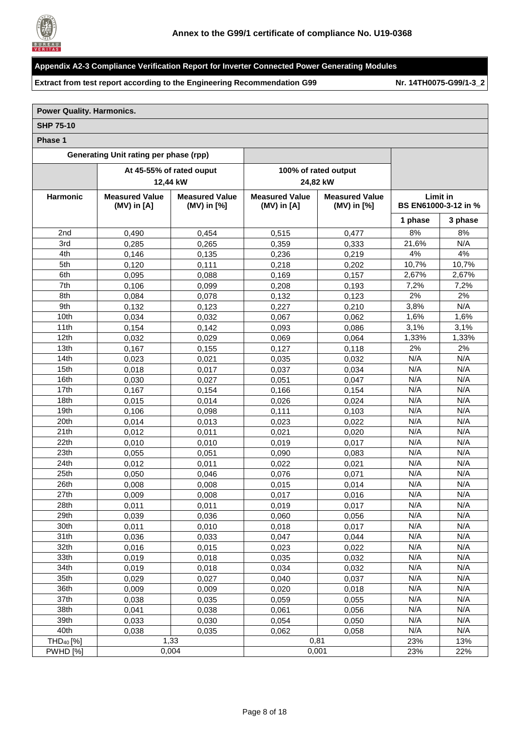**Annex to the G99/1 certificate of compliance No. U19-0368**

**Appendix A2-3 Compliance Verification Report for Inverter Connected Power Generating Modules**

**Extract from test report according to the Engineering Recommendation G99** **Nr. 14TH0075-G99/1-3_2**

**Power Quality. Harmonics.**

**SHP 75-10**

**Phase 1**

| Generating Unit rating per phase (rpp) | | | | | | |
|---|---|---|---|---|---|---|
| | At 45-55% of rated ouput 12,44 kW | | 100% of rated output 24,82 kW | | | |
| **Harmonic** | **Measured Value (MV) in [A]** | **Measured Value (MV) in [%]** | **Measured Value (MV) in [A]** | **Measured Value (MV) in [%]** | **Limit in BS EN61000-3-12 in %** | |
| | | | | | **1 phase** | **3 phase** |
| 2nd | 0,490 | 0,454 | 0,515 | 0,477 | 8% | 8% |
| 3rd | 0,285 | 0,265 | 0,359 | 0,333 | 21,6% | N/A |
| 4th | 0,146 | 0,135 | 0,236 | 0,219 | 4% | 4% |
| 5th | 0,120 | 0,111 | 0,218 | 0,202 | 10,7% | 10,7% |
| 6th | 0,095 | 0,088 | 0,169 | 0,157 | 2,67% | 2,67% |
| 7th | 0,106 | 0,099 | 0,208 | 0,193 | 7,2% | 7,2% |
| 8th | 0,084 | 0,078 | 0,132 | 0,123 | 2% | 2% |
| 9th | 0,132 | 0,123 | 0,227 | 0,210 | 3,8% | N/A |
| 10th | 0,034 | 0,032 | 0,067 | 0,062 | 1,6% | 1,6% |
| 11th | 0,154 | 0,142 | 0,093 | 0,086 | 3,1% | 3,1% |
| 12th | 0,032 | 0,029 | 0,069 | 0,064 | 1,33% | 1,33% |
| 13th | 0,167 | 0,155 | 0,127 | 0,118 | 2% | 2% |
| 14th | 0,023 | 0,021 | 0,035 | 0,032 | N/A | N/A |
| 15th | 0,018 | 0,017 | 0,037 | 0,034 | N/A | N/A |
| 16th | 0,030 | 0,027 | 0,051 | 0,047 | N/A | N/A |
| 17th | 0,167 | 0,154 | 0,166 | 0,154 | N/A | N/A |
| 18th | 0,015 | 0,014 | 0,026 | 0,024 | N/A | N/A |
| 19th | 0,106 | 0,098 | 0,111 | 0,103 | N/A | N/A |
| 20th | 0,014 | 0,013 | 0,023 | 0,022 | N/A | N/A |
| 21th | 0,012 | 0,011 | 0,021 | 0,020 | N/A | N/A |
| 22th | 0,010 | 0,010 | 0,019 | 0,017 | N/A | N/A |
| 23th | 0,055 | 0,051 | 0,090 | 0,083 | N/A | N/A |
| 24th | 0,012 | 0,011 | 0,022 | 0,021 | N/A | N/A |
| 25th | 0,050 | 0,046 | 0,076 | 0,071 | N/A | N/A |
| 26th | 0,008 | 0,008 | 0,015 | 0,014 | N/A | N/A |
| 27th | 0,009 | 0,008 | 0,017 | 0,016 | N/A | N/A |
| 28th | 0,011 | 0,011 | 0,019 | 0,017 | N/A | N/A |
| 29th | 0,039 | 0,036 | 0,060 | 0,056 | N/A | N/A |
| 30th | 0,011 | 0,010 | 0,018 | 0,017 | N/A | N/A |
| 31th | 0,036 | 0,033 | 0,047 | 0,044 | N/A | N/A |
| 32th | 0,016 | 0,015 | 0,023 | 0,022 | N/A | N/A |
| 33th | 0,019 | 0,018 | 0,035 | 0,032 | N/A | N/A |
| 34th | 0,019 | 0,018 | 0,034 | 0,032 | N/A | N/A |
| 35th | 0,029 | 0,027 | 0,040 | 0,037 | N/A | N/A |
| 36th | 0,009 | 0,009 | 0,020 | 0,018 | N/A | N/A |
| 37th | 0,038 | 0,035 | 0,059 | 0,055 | N/A | N/A |
| 38th | 0,041 | 0,038 | 0,061 | 0,056 | N/A | N/A |
| 39th | 0,033 | 0,030 | 0,054 | 0,050 | N/A | N/A |
| 40th | 0,038 | 0,035 | 0,062 | 0,058 | N/A | N/A |
| $THD_{40}$ [%] | 1,33 | | 0,81 | | 23% | 13% |
| PWHD [%] | 0,004 | | 0,001 | | 23% | 22% |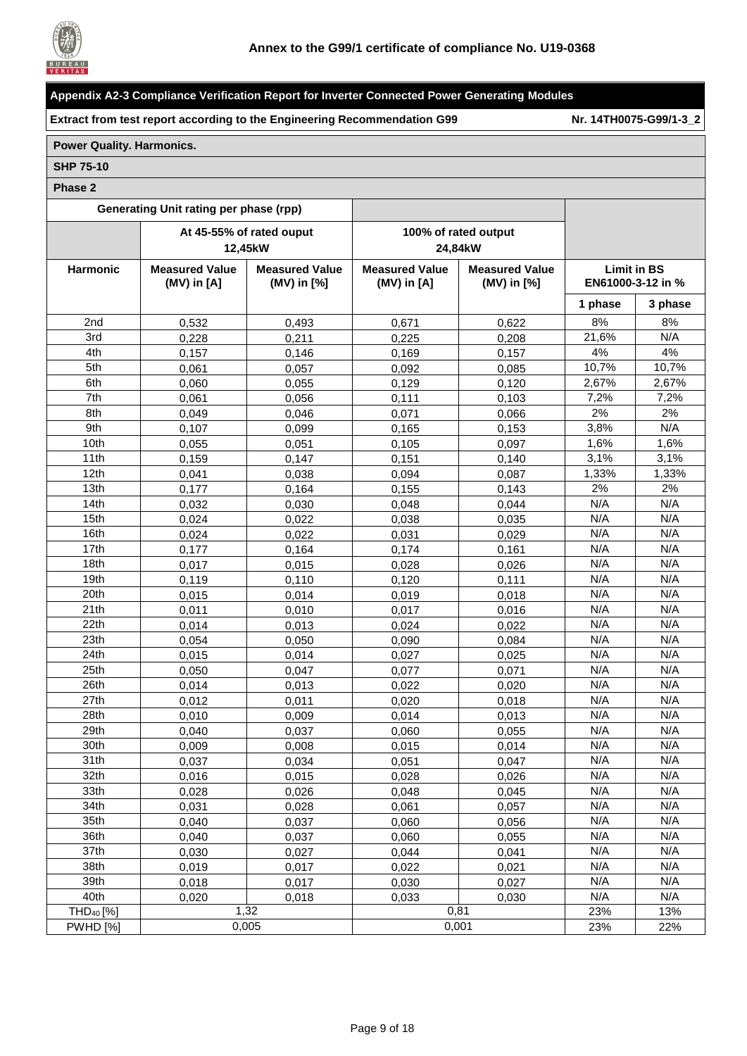## Annex to the G99/1 certificate of compliance No. U19-0368

### Appendix A2-3 Compliance Verification Report for Inverter Connected Power Generating Modules

**Extract from test report according to the Engineering Recommendation G99** — **Nr. 14TH0075-G99/1-3_2**

**Power Quality. Harmonics.**

**SHP 75-10**

**Phase 2**

| | Generating Unit rating per phase (rpp) | | | | | |
|---|---|---|---|---|---|---|
| | At 45-55% of rated ouput 12,45kW | | 100% of rated output 24,84kW | | | |
| **Harmonic** | **Measured Value (MV) in [A]** | **Measured Value (MV) in [%]** | **Measured Value (MV) in [A]** | **Measured Value (MV) in [%]** | **Limit in BS EN61000-3-12 in %** | |
| | | | | | **1 phase** | **3 phase** |
| 2nd | 0,532 | 0,493 | 0,671 | 0,622 | 8% | 8% |
| 3rd | 0,228 | 0,211 | 0,225 | 0,208 | 21,6% | N/A |
| 4th | 0,157 | 0,146 | 0,169 | 0,157 | 4% | 4% |
| 5th | 0,061 | 0,057 | 0,092 | 0,085 | 10,7% | 10,7% |
| 6th | 0,060 | 0,055 | 0,129 | 0,120 | 2,67% | 2,67% |
| 7th | 0,061 | 0,056 | 0,111 | 0,103 | 7,2% | 7,2% |
| 8th | 0,049 | 0,046 | 0,071 | 0,066 | 2% | 2% |
| 9th | 0,107 | 0,099 | 0,165 | 0,153 | 3,8% | N/A |
| 10th | 0,055 | 0,051 | 0,105 | 0,097 | 1,6% | 1,6% |
| 11th | 0,159 | 0,147 | 0,151 | 0,140 | 3,1% | 3,1% |
| 12th | 0,041 | 0,038 | 0,094 | 0,087 | 1,33% | 1,33% |
| 13th | 0,177 | 0,164 | 0,155 | 0,143 | 2% | 2% |
| 14th | 0,032 | 0,030 | 0,048 | 0,044 | N/A | N/A |
| 15th | 0,024 | 0,022 | 0,038 | 0,035 | N/A | N/A |
| 16th | 0,024 | 0,022 | 0,031 | 0,029 | N/A | N/A |
| 17th | 0,177 | 0,164 | 0,174 | 0,161 | N/A | N/A |
| 18th | 0,017 | 0,015 | 0,028 | 0,026 | N/A | N/A |
| 19th | 0,119 | 0,110 | 0,120 | 0,111 | N/A | N/A |
| 20th | 0,015 | 0,014 | 0,019 | 0,018 | N/A | N/A |
| 21th | 0,011 | 0,010 | 0,017 | 0,016 | N/A | N/A |
| 22th | 0,014 | 0,013 | 0,024 | 0,022 | N/A | N/A |
| 23th | 0,054 | 0,050 | 0,090 | 0,084 | N/A | N/A |
| 24th | 0,015 | 0,014 | 0,027 | 0,025 | N/A | N/A |
| 25th | 0,050 | 0,047 | 0,077 | 0,071 | N/A | N/A |
| 26th | 0,014 | 0,013 | 0,022 | 0,020 | N/A | N/A |
| 27th | 0,012 | 0,011 | 0,020 | 0,018 | N/A | N/A |
| 28th | 0,010 | 0,009 | 0,014 | 0,013 | N/A | N/A |
| 29th | 0,040 | 0,037 | 0,060 | 0,055 | N/A | N/A |
| 30th | 0,009 | 0,008 | 0,015 | 0,014 | N/A | N/A |
| 31th | 0,037 | 0,034 | 0,051 | 0,047 | N/A | N/A |
| 32th | 0,016 | 0,015 | 0,028 | 0,026 | N/A | N/A |
| 33th | 0,028 | 0,026 | 0,048 | 0,045 | N/A | N/A |
| 34th | 0,031 | 0,028 | 0,061 | 0,057 | N/A | N/A |
| 35th | 0,040 | 0,037 | 0,060 | 0,056 | N/A | N/A |
| 36th | 0,040 | 0,037 | 0,060 | 0,055 | N/A | N/A |
| 37th | 0,030 | 0,027 | 0,044 | 0,041 | N/A | N/A |
| 38th | 0,019 | 0,017 | 0,022 | 0,021 | N/A | N/A |
| 39th | 0,018 | 0,017 | 0,030 | 0,027 | N/A | N/A |
| 40th | 0,020 | 0,018 | 0,033 | 0,030 | N/A | N/A |
| $THD_{40}$ [%] | 1,32 | | 0,81 | | 23% | 13% |
| PWHD [%] | 0,005 | | 0,001 | | 23% | 22% |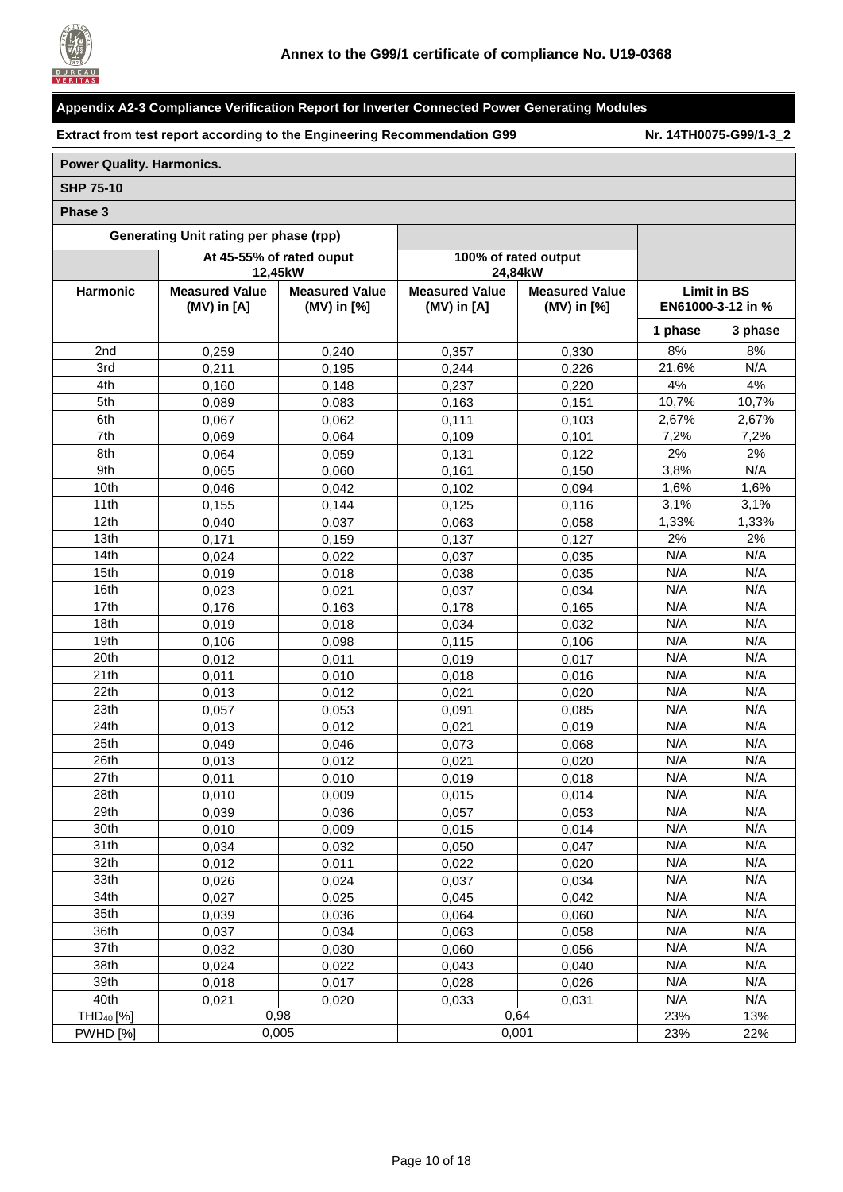**Annex to the G99/1 certificate of compliance No. U19-0368**

**Appendix A2-3 Compliance Verification Report for Inverter Connected Power Generating Modules**

**Extract from test report according to the Engineering Recommendation G99** **Nr. 14TH0075-G99/1-3_2**

**Power Quality. Harmonics.**

**SHP 75-10**

**Phase 3**

| | Generating Unit rating per phase (rpp) | | | | | |
|---|---|---|---|---|---|---|
| | At 45-55% of rated ouput 12,45kW | | 100% of rated output 24,84kW | | | |
| Harmonic | Measured Value (MV) in [A] | Measured Value (MV) in [%] | Measured Value (MV) in [A] | Measured Value (MV) in [%] | Limit in BS EN61000-3-12 in % | |
| | | | | | 1 phase | 3 phase |
| 2nd | 0,259 | 0,240 | 0,357 | 0,330 | 8% | 8% |
| 3rd | 0,211 | 0,195 | 0,244 | 0,226 | 21,6% | N/A |
| 4th | 0,160 | 0,148 | 0,237 | 0,220 | 4% | 4% |
| 5th | 0,089 | 0,083 | 0,163 | 0,151 | 10,7% | 10,7% |
| 6th | 0,067 | 0,062 | 0,111 | 0,103 | 2,67% | 2,67% |
| 7th | 0,069 | 0,064 | 0,109 | 0,101 | 7,2% | 7,2% |
| 8th | 0,064 | 0,059 | 0,131 | 0,122 | 2% | 2% |
| 9th | 0,065 | 0,060 | 0,161 | 0,150 | 3,8% | N/A |
| 10th | 0,046 | 0,042 | 0,102 | 0,094 | 1,6% | 1,6% |
| 11th | 0,155 | 0,144 | 0,125 | 0,116 | 3,1% | 3,1% |
| 12th | 0,040 | 0,037 | 0,063 | 0,058 | 1,33% | 1,33% |
| 13th | 0,171 | 0,159 | 0,137 | 0,127 | 2% | 2% |
| 14th | 0,024 | 0,022 | 0,037 | 0,035 | N/A | N/A |
| 15th | 0,019 | 0,018 | 0,038 | 0,035 | N/A | N/A |
| 16th | 0,023 | 0,021 | 0,037 | 0,034 | N/A | N/A |
| 17th | 0,176 | 0,163 | 0,178 | 0,165 | N/A | N/A |
| 18th | 0,019 | 0,018 | 0,034 | 0,032 | N/A | N/A |
| 19th | 0,106 | 0,098 | 0,115 | 0,106 | N/A | N/A |
| 20th | 0,012 | 0,011 | 0,019 | 0,017 | N/A | N/A |
| 21th | 0,011 | 0,010 | 0,018 | 0,016 | N/A | N/A |
| 22th | 0,013 | 0,012 | 0,021 | 0,020 | N/A | N/A |
| 23th | 0,057 | 0,053 | 0,091 | 0,085 | N/A | N/A |
| 24th | 0,013 | 0,012 | 0,021 | 0,019 | N/A | N/A |
| 25th | 0,049 | 0,046 | 0,073 | 0,068 | N/A | N/A |
| 26th | 0,013 | 0,012 | 0,021 | 0,020 | N/A | N/A |
| 27th | 0,011 | 0,010 | 0,019 | 0,018 | N/A | N/A |
| 28th | 0,010 | 0,009 | 0,015 | 0,014 | N/A | N/A |
| 29th | 0,039 | 0,036 | 0,057 | 0,053 | N/A | N/A |
| 30th | 0,010 | 0,009 | 0,015 | 0,014 | N/A | N/A |
| 31th | 0,034 | 0,032 | 0,050 | 0,047 | N/A | N/A |
| 32th | 0,012 | 0,011 | 0,022 | 0,020 | N/A | N/A |
| 33th | 0,026 | 0,024 | 0,037 | 0,034 | N/A | N/A |
| 34th | 0,027 | 0,025 | 0,045 | 0,042 | N/A | N/A |
| 35th | 0,039 | 0,036 | 0,064 | 0,060 | N/A | N/A |
| 36th | 0,037 | 0,034 | 0,063 | 0,058 | N/A | N/A |
| 37th | 0,032 | 0,030 | 0,060 | 0,056 | N/A | N/A |
| 38th | 0,024 | 0,022 | 0,043 | 0,040 | N/A | N/A |
| 39th | 0,018 | 0,017 | 0,028 | 0,026 | N/A | N/A |
| 40th | 0,021 | 0,020 | 0,033 | 0,031 | N/A | N/A |
| $THD_{40}$ [%] | 0,98 | | 0,64 | | 23% | 13% |
| PWHD [%] | 0,005 | | 0,001 | | 23% | 22% |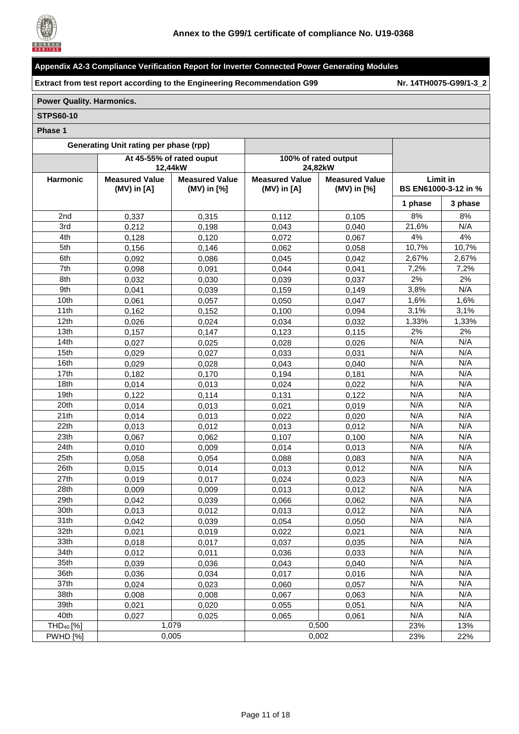**Annex to the G99/1 certificate of compliance No. U19-0368**

**Appendix A2-3 Compliance Verification Report for Inverter Connected Power Generating Modules**

**Extract from test report according to the Engineering Recommendation G99** **Nr. 14TH0075-G99/1-3_2**

**Power Quality. Harmonics.**

**STPS60-10**

**Phase 1**

| | Generating Unit rating per phase (rpp) | | | | | |
|---|---|---|---|---|---|---|
| | At 45-55% of rated ouput 12,44kW | | 100% of rated output 24,82kW | | | |
| **Harmonic** | **Measured Value (MV) in [A]** | **Measured Value (MV) in [%]** | **Measured Value (MV) in [A]** | **Measured Value (MV) in [%]** | **Limit in BS EN61000-3-12 in %** | |
| | | | | | **1 phase** | **3 phase** |
| 2nd | 0,337 | 0,315 | 0,112 | 0,105 | 8% | 8% |
| 3rd | 0,212 | 0,198 | 0,043 | 0,040 | 21,6% | N/A |
| 4th | 0,128 | 0,120 | 0,072 | 0,067 | 4% | 4% |
| 5th | 0,156 | 0,146 | 0,062 | 0,058 | 10,7% | 10,7% |
| 6th | 0,092 | 0,086 | 0,045 | 0,042 | 2,67% | 2,67% |
| 7th | 0,098 | 0,091 | 0,044 | 0,041 | 7,2% | 7,2% |
| 8th | 0,032 | 0,030 | 0,039 | 0,037 | 2% | 2% |
| 9th | 0,041 | 0,039 | 0,159 | 0,149 | 3,8% | N/A |
| 10th | 0,061 | 0,057 | 0,050 | 0,047 | 1,6% | 1,6% |
| 11th | 0,162 | 0,152 | 0,100 | 0,094 | 3,1% | 3,1% |
| 12th | 0,026 | 0,024 | 0,034 | 0,032 | 1,33% | 1,33% |
| 13th | 0,157 | 0,147 | 0,123 | 0,115 | 2% | 2% |
| 14th | 0,027 | 0,025 | 0,028 | 0,026 | N/A | N/A |
| 15th | 0,029 | 0,027 | 0,033 | 0,031 | N/A | N/A |
| 16th | 0,029 | 0,028 | 0,043 | 0,040 | N/A | N/A |
| 17th | 0,182 | 0,170 | 0,194 | 0,181 | N/A | N/A |
| 18th | 0,014 | 0,013 | 0,024 | 0,022 | N/A | N/A |
| 19th | 0,122 | 0,114 | 0,131 | 0,122 | N/A | N/A |
| 20th | 0,014 | 0,013 | 0,021 | 0,019 | N/A | N/A |
| 21th | 0,014 | 0,013 | 0,022 | 0,020 | N/A | N/A |
| 22th | 0,013 | 0,012 | 0,013 | 0,012 | N/A | N/A |
| 23th | 0,067 | 0,062 | 0,107 | 0,100 | N/A | N/A |
| 24th | 0,010 | 0,009 | 0,014 | 0,013 | N/A | N/A |
| 25th | 0,058 | 0,054 | 0,088 | 0,083 | N/A | N/A |
| 26th | 0,015 | 0,014 | 0,013 | 0,012 | N/A | N/A |
| 27th | 0,019 | 0,017 | 0,024 | 0,023 | N/A | N/A |
| 28th | 0,009 | 0,009 | 0,013 | 0,012 | N/A | N/A |
| 29th | 0,042 | 0,039 | 0,066 | 0,062 | N/A | N/A |
| 30th | 0,013 | 0,012 | 0,013 | 0,012 | N/A | N/A |
| 31th | 0,042 | 0,039 | 0,054 | 0,050 | N/A | N/A |
| 32th | 0,021 | 0,019 | 0,022 | 0,021 | N/A | N/A |
| 33th | 0,018 | 0,017 | 0,037 | 0,035 | N/A | N/A |
| 34th | 0,012 | 0,011 | 0,036 | 0,033 | N/A | N/A |
| 35th | 0,039 | 0,036 | 0,043 | 0,040 | N/A | N/A |
| 36th | 0,036 | 0,034 | 0,017 | 0,016 | N/A | N/A |
| 37th | 0,024 | 0,023 | 0,060 | 0,057 | N/A | N/A |
| 38th | 0,008 | 0,008 | 0,067 | 0,063 | N/A | N/A |
| 39th | 0,021 | 0,020 | 0,055 | 0,051 | N/A | N/A |
| 40th | 0,027 | 0,025 | 0,065 | 0,061 | N/A | N/A |
| $THD_{40}$ [%] | 1,079 | | 0,500 | | 23% | 13% |
| PWHD [%] | 0,005 | | 0,002 | | 23% | 22% |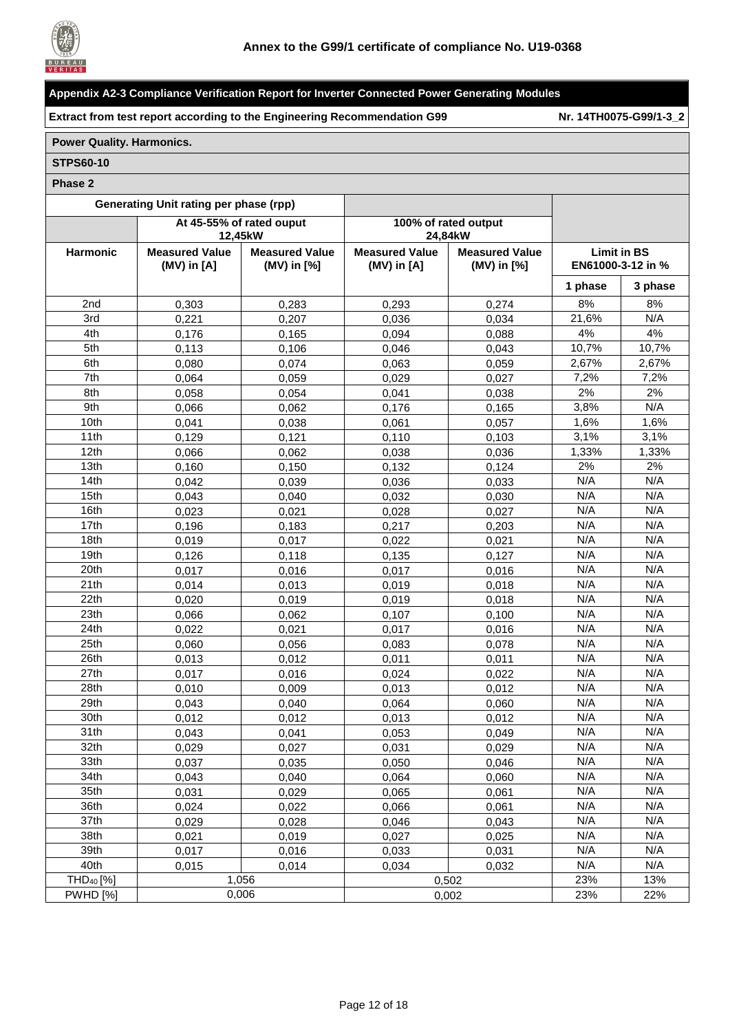**Annex to the G99/1 certificate of compliance No. U19-0368**

**Appendix A2-3 Compliance Verification Report for Inverter Connected Power Generating Modules**

**Extract from test report according to the Engineering Recommendation G99** **Nr. 14TH0075-G99/1-3_2**

**Power Quality. Harmonics.**

**STPS60-10**

**Phase 2**

| Generating Unit rating per phase (rpp) | | | | | | |
|---|---|---|---|---|---|---|
| | At 45-55% of rated ouput 12,45kW | | 100% of rated output 24,84kW | | | |
| **Harmonic** | **Measured Value (MV) in [A]** | **Measured Value (MV) in [%]** | **Measured Value (MV) in [A]** | **Measured Value (MV) in [%]** | **Limit in BS EN61000-3-12 in %** | |
| | | | | | **1 phase** | **3 phase** |
| 2nd | 0,303 | 0,283 | 0,293 | 0,274 | 8% | 8% |
| 3rd | 0,221 | 0,207 | 0,036 | 0,034 | 21,6% | N/A |
| 4th | 0,176 | 0,165 | 0,094 | 0,088 | 4% | 4% |
| 5th | 0,113 | 0,106 | 0,046 | 0,043 | 10,7% | 10,7% |
| 6th | 0,080 | 0,074 | 0,063 | 0,059 | 2,67% | 2,67% |
| 7th | 0,064 | 0,059 | 0,029 | 0,027 | 7,2% | 7,2% |
| 8th | 0,058 | 0,054 | 0,041 | 0,038 | 2% | 2% |
| 9th | 0,066 | 0,062 | 0,176 | 0,165 | 3,8% | N/A |
| 10th | 0,041 | 0,038 | 0,061 | 0,057 | 1,6% | 1,6% |
| 11th | 0,129 | 0,121 | 0,110 | 0,103 | 3,1% | 3,1% |
| 12th | 0,066 | 0,062 | 0,038 | 0,036 | 1,33% | 1,33% |
| 13th | 0,160 | 0,150 | 0,132 | 0,124 | 2% | 2% |
| 14th | 0,042 | 0,039 | 0,036 | 0,033 | N/A | N/A |
| 15th | 0,043 | 0,040 | 0,032 | 0,030 | N/A | N/A |
| 16th | 0,023 | 0,021 | 0,028 | 0,027 | N/A | N/A |
| 17th | 0,196 | 0,183 | 0,217 | 0,203 | N/A | N/A |
| 18th | 0,019 | 0,017 | 0,022 | 0,021 | N/A | N/A |
| 19th | 0,126 | 0,118 | 0,135 | 0,127 | N/A | N/A |
| 20th | 0,017 | 0,016 | 0,017 | 0,016 | N/A | N/A |
| 21th | 0,014 | 0,013 | 0,019 | 0,018 | N/A | N/A |
| 22th | 0,020 | 0,019 | 0,019 | 0,018 | N/A | N/A |
| 23th | 0,066 | 0,062 | 0,107 | 0,100 | N/A | N/A |
| 24th | 0,022 | 0,021 | 0,017 | 0,016 | N/A | N/A |
| 25th | 0,060 | 0,056 | 0,083 | 0,078 | N/A | N/A |
| 26th | 0,013 | 0,012 | 0,011 | 0,011 | N/A | N/A |
| 27th | 0,017 | 0,016 | 0,024 | 0,022 | N/A | N/A |
| 28th | 0,010 | 0,009 | 0,013 | 0,012 | N/A | N/A |
| 29th | 0,043 | 0,040 | 0,064 | 0,060 | N/A | N/A |
| 30th | 0,012 | 0,012 | 0,013 | 0,012 | N/A | N/A |
| 31th | 0,043 | 0,041 | 0,053 | 0,049 | N/A | N/A |
| 32th | 0,029 | 0,027 | 0,031 | 0,029 | N/A | N/A |
| 33th | 0,037 | 0,035 | 0,050 | 0,046 | N/A | N/A |
| 34th | 0,043 | 0,040 | 0,064 | 0,060 | N/A | N/A |
| 35th | 0,031 | 0,029 | 0,065 | 0,061 | N/A | N/A |
| 36th | 0,024 | 0,022 | 0,066 | 0,061 | N/A | N/A |
| 37th | 0,029 | 0,028 | 0,046 | 0,043 | N/A | N/A |
| 38th | 0,021 | 0,019 | 0,027 | 0,025 | N/A | N/A |
| 39th | 0,017 | 0,016 | 0,033 | 0,031 | N/A | N/A |
| 40th | 0,015 | 0,014 | 0,034 | 0,032 | N/A | N/A |
| $THD_{40}$ [%] | 1,056 | | 0,502 | | 23% | 13% |
| PWHD [%] | 0,006 | | 0,002 | | 23% | 22% |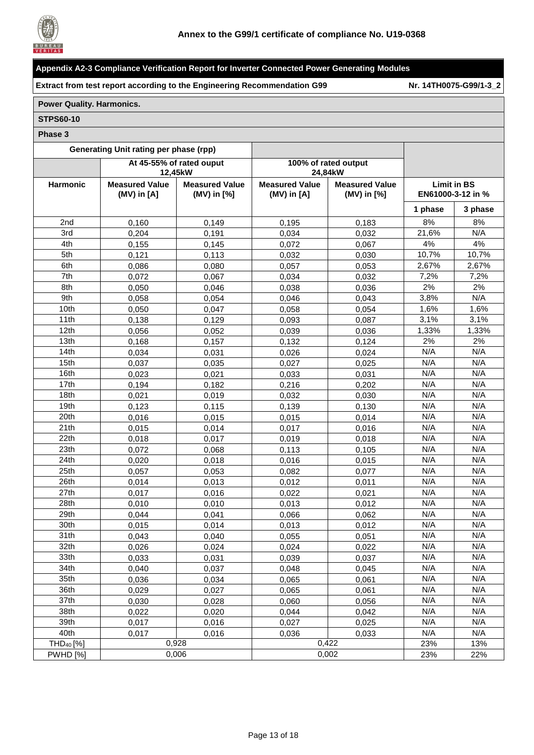**Annex to the G99/1 certificate of compliance No. U19-0368**

**Appendix A2-3 Compliance Verification Report for Inverter Connected Power Generating Modules**

**Extract from test report according to the Engineering Recommendation G99** **Nr. 14TH0075-G99/1-3_2**

**Power Quality. Harmonics.**

**STPS60-10**

**Phase 3**

| Generating Unit rating per phase (rpp) | | | | | | |
|---|---|---|---|---|---|---|
| | At 45-55% of rated ouput 12,45kW | | 100% of rated output 24,84kW | | | |
| Harmonic | Measured Value (MV) in [A] | Measured Value (MV) in [%] | Measured Value (MV) in [A] | Measured Value (MV) in [%] | Limit in BS EN61000-3-12 in % | |
| | | | | | 1 phase | 3 phase |
| 2nd | 0,160 | 0,149 | 0,195 | 0,183 | 8% | 8% |
| 3rd | 0,204 | 0,191 | 0,034 | 0,032 | 21,6% | N/A |
| 4th | 0,155 | 0,145 | 0,072 | 0,067 | 4% | 4% |
| 5th | 0,121 | 0,113 | 0,032 | 0,030 | 10,7% | 10,7% |
| 6th | 0,086 | 0,080 | 0,057 | 0,053 | 2,67% | 2,67% |
| 7th | 0,072 | 0,067 | 0,034 | 0,032 | 7,2% | 7,2% |
| 8th | 0,050 | 0,046 | 0,038 | 0,036 | 2% | 2% |
| 9th | 0,058 | 0,054 | 0,046 | 0,043 | 3,8% | N/A |
| 10th | 0,050 | 0,047 | 0,058 | 0,054 | 1,6% | 1,6% |
| 11th | 0,138 | 0,129 | 0,093 | 0,087 | 3,1% | 3,1% |
| 12th | 0,056 | 0,052 | 0,039 | 0,036 | 1,33% | 1,33% |
| 13th | 0,168 | 0,157 | 0,132 | 0,124 | 2% | 2% |
| 14th | 0,034 | 0,031 | 0,026 | 0,024 | N/A | N/A |
| 15th | 0,037 | 0,035 | 0,027 | 0,025 | N/A | N/A |
| 16th | 0,023 | 0,021 | 0,033 | 0,031 | N/A | N/A |
| 17th | 0,194 | 0,182 | 0,216 | 0,202 | N/A | N/A |
| 18th | 0,021 | 0,019 | 0,032 | 0,030 | N/A | N/A |
| 19th | 0,123 | 0,115 | 0,139 | 0,130 | N/A | N/A |
| 20th | 0,016 | 0,015 | 0,015 | 0,014 | N/A | N/A |
| 21th | 0,015 | 0,014 | 0,017 | 0,016 | N/A | N/A |
| 22th | 0,018 | 0,017 | 0,019 | 0,018 | N/A | N/A |
| 23th | 0,072 | 0,068 | 0,113 | 0,105 | N/A | N/A |
| 24th | 0,020 | 0,018 | 0,016 | 0,015 | N/A | N/A |
| 25th | 0,057 | 0,053 | 0,082 | 0,077 | N/A | N/A |
| 26th | 0,014 | 0,013 | 0,012 | 0,011 | N/A | N/A |
| 27th | 0,017 | 0,016 | 0,022 | 0,021 | N/A | N/A |
| 28th | 0,010 | 0,010 | 0,013 | 0,012 | N/A | N/A |
| 29th | 0,044 | 0,041 | 0,066 | 0,062 | N/A | N/A |
| 30th | 0,015 | 0,014 | 0,013 | 0,012 | N/A | N/A |
| 31th | 0,043 | 0,040 | 0,055 | 0,051 | N/A | N/A |
| 32th | 0,026 | 0,024 | 0,024 | 0,022 | N/A | N/A |
| 33th | 0,033 | 0,031 | 0,039 | 0,037 | N/A | N/A |
| 34th | 0,040 | 0,037 | 0,048 | 0,045 | N/A | N/A |
| 35th | 0,036 | 0,034 | 0,065 | 0,061 | N/A | N/A |
| 36th | 0,029 | 0,027 | 0,065 | 0,061 | N/A | N/A |
| 37th | 0,030 | 0,028 | 0,060 | 0,056 | N/A | N/A |
| 38th | 0,022 | 0,020 | 0,044 | 0,042 | N/A | N/A |
| 39th | 0,017 | 0,016 | 0,027 | 0,025 | N/A | N/A |
| 40th | 0,017 | 0,016 | 0,036 | 0,033 | N/A | N/A |
| $THD_{40}$ [%] | 0,928 | | 0,422 | | 23% | 13% |
| PWHD [%] | 0,006 | | 0,002 | | 23% | 22% |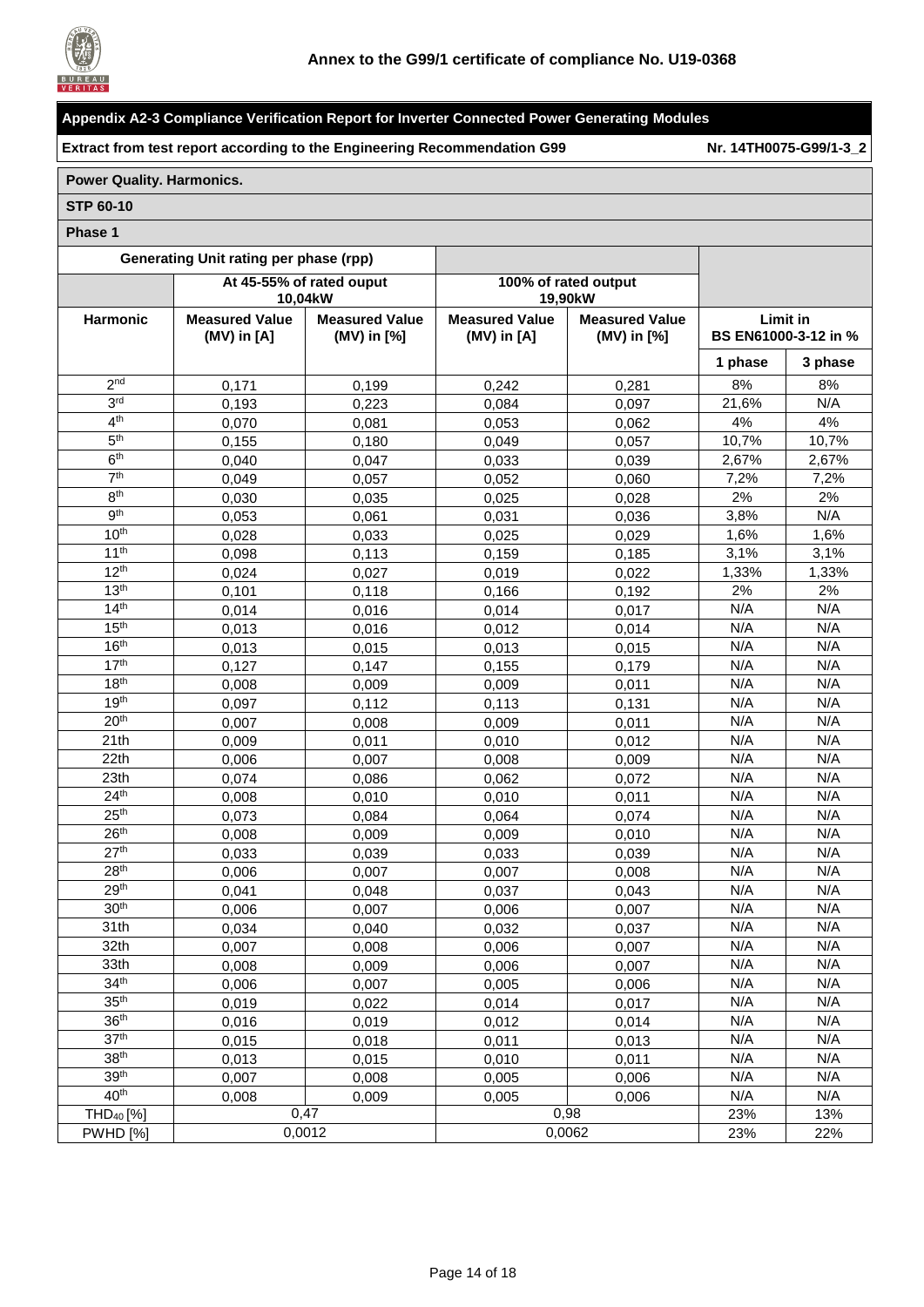**Annex to the G99/1 certificate of compliance No. U19-0368**

**Appendix A2-3 Compliance Verification Report for Inverter Connected Power Generating Modules**

**Extract from test report according to the Engineering Recommendation G99** **Nr. 14TH0075-G99/1-3_2**

**Power Quality. Harmonics.**

**STP 60-10**

**Phase 1**

| Generating Unit rating per phase (rpp) | | | | | | |
|---|---|---|---|---|---|---|
| | At 45-55% of rated ouput 10,04kW | | 100% of rated output 19,90kW | | | |
| Harmonic | Measured Value (MV) in [A] | Measured Value (MV) in [%] | Measured Value (MV) in [A] | Measured Value (MV) in [%] | Limit in BS EN61000-3-12 in % | |
| | | | | | 1 phase | 3 phase |
| 2nd | 0,171 | 0,199 | 0,242 | 0,281 | 8% | 8% |
| 3rd | 0,193 | 0,223 | 0,084 | 0,097 | 21,6% | N/A |
| 4th | 0,070 | 0,081 | 0,053 | 0,062 | 4% | 4% |
| 5th | 0,155 | 0,180 | 0,049 | 0,057 | 10,7% | 10,7% |
| 6th | 0,040 | 0,047 | 0,033 | 0,039 | 2,67% | 2,67% |
| 7th | 0,049 | 0,057 | 0,052 | 0,060 | 7,2% | 7,2% |
| 8th | 0,030 | 0,035 | 0,025 | 0,028 | 2% | 2% |
| 9th | 0,053 | 0,061 | 0,031 | 0,036 | 3,8% | N/A |
| 10th | 0,028 | 0,033 | 0,025 | 0,029 | 1,6% | 1,6% |
| 11th | 0,098 | 0,113 | 0,159 | 0,185 | 3,1% | 3,1% |
| 12th | 0,024 | 0,027 | 0,019 | 0,022 | 1,33% | 1,33% |
| 13th | 0,101 | 0,118 | 0,166 | 0,192 | 2% | 2% |
| 14th | 0,014 | 0,016 | 0,014 | 0,017 | N/A | N/A |
| 15th | 0,013 | 0,016 | 0,012 | 0,014 | N/A | N/A |
| 16th | 0,013 | 0,015 | 0,013 | 0,015 | N/A | N/A |
| 17th | 0,127 | 0,147 | 0,155 | 0,179 | N/A | N/A |
| 18th | 0,008 | 0,009 | 0,009 | 0,011 | N/A | N/A |
| 19th | 0,097 | 0,112 | 0,113 | 0,131 | N/A | N/A |
| 20th | 0,007 | 0,008 | 0,009 | 0,011 | N/A | N/A |
| 21th | 0,009 | 0,011 | 0,010 | 0,012 | N/A | N/A |
| 22th | 0,006 | 0,007 | 0,008 | 0,009 | N/A | N/A |
| 23th | 0,074 | 0,086 | 0,062 | 0,072 | N/A | N/A |
| 24th | 0,008 | 0,010 | 0,010 | 0,011 | N/A | N/A |
| 25th | 0,073 | 0,084 | 0,064 | 0,074 | N/A | N/A |
| 26th | 0,008 | 0,009 | 0,009 | 0,010 | N/A | N/A |
| 27th | 0,033 | 0,039 | 0,033 | 0,039 | N/A | N/A |
| 28th | 0,006 | 0,007 | 0,007 | 0,008 | N/A | N/A |
| 29th | 0,041 | 0,048 | 0,037 | 0,043 | N/A | N/A |
| 30th | 0,006 | 0,007 | 0,006 | 0,007 | N/A | N/A |
| 31th | 0,034 | 0,040 | 0,032 | 0,037 | N/A | N/A |
| 32th | 0,007 | 0,008 | 0,006 | 0,007 | N/A | N/A |
| 33th | 0,008 | 0,009 | 0,006 | 0,007 | N/A | N/A |
| 34th | 0,006 | 0,007 | 0,005 | 0,006 | N/A | N/A |
| 35th | 0,019 | 0,022 | 0,014 | 0,017 | N/A | N/A |
| 36th | 0,016 | 0,019 | 0,012 | 0,014 | N/A | N/A |
| 37th | 0,015 | 0,018 | 0,011 | 0,013 | N/A | N/A |
| 38th | 0,013 | 0,015 | 0,010 | 0,011 | N/A | N/A |
| 39th | 0,007 | 0,008 | 0,005 | 0,006 | N/A | N/A |
| 40th | 0,008 | 0,009 | 0,005 | 0,006 | N/A | N/A |
| $THD_{40}$ [%] | 0,47 | | 0,98 | | 23% | 13% |
| PWHD [%] | 0,0012 | | 0,0062 | | 23% | 22% |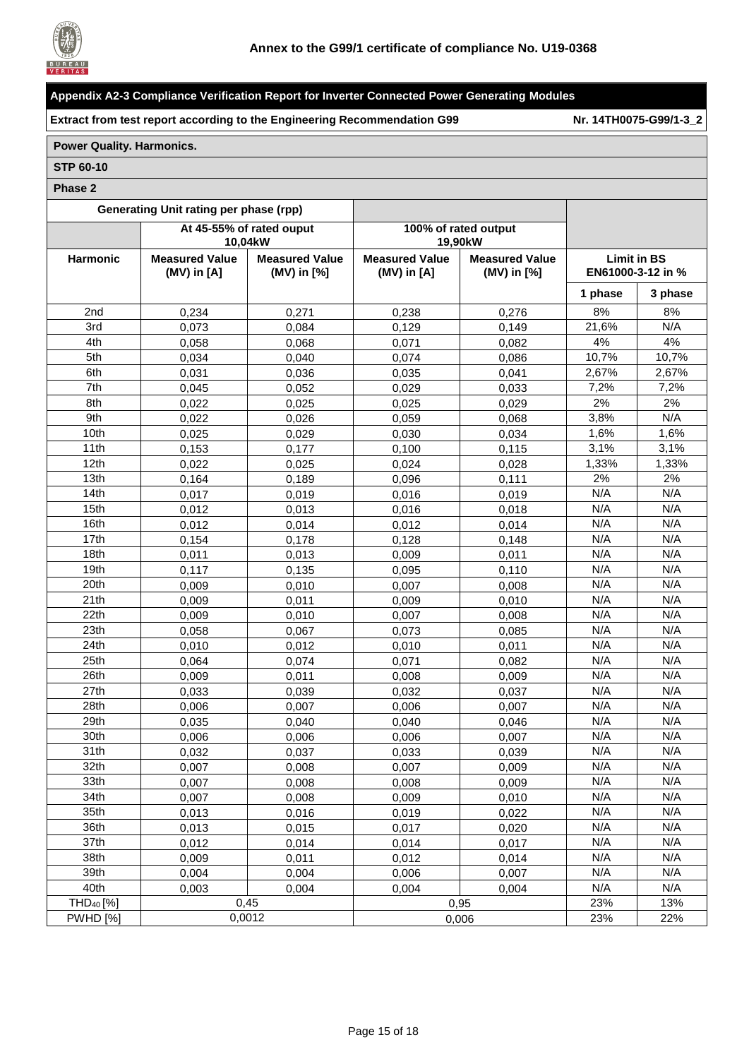**Annex to the G99/1 certificate of compliance No. U19-0368**

## Appendix A2-3 Compliance Verification Report for Inverter Connected Power Generating Modules

**Extract from test report according to the Engineering Recommendation G99** — **Nr. 14TH0075-G99/1-3_2**

**Power Quality. Harmonics.**

**STP 60-10**

**Phase 2**

| | Generating Unit rating per phase (rpp) | | | | | |
|---|---|---|---|---|---|---|
| | At 45-55% of rated ouput 10,04kW | | 100% of rated output 19,90kW | | | |
| **Harmonic** | **Measured Value (MV) in [A]** | **Measured Value (MV) in [%]** | **Measured Value (MV) in [A]** | **Measured Value (MV) in [%]** | **Limit in BS EN61000-3-12 in %** | |
| | | | | | **1 phase** | **3 phase** |
| 2nd | 0,234 | 0,271 | 0,238 | 0,276 | 8% | 8% |
| 3rd | 0,073 | 0,084 | 0,129 | 0,149 | 21,6% | N/A |
| 4th | 0,058 | 0,068 | 0,071 | 0,082 | 4% | 4% |
| 5th | 0,034 | 0,040 | 0,074 | 0,086 | 10,7% | 10,7% |
| 6th | 0,031 | 0,036 | 0,035 | 0,041 | 2,67% | 2,67% |
| 7th | 0,045 | 0,052 | 0,029 | 0,033 | 7,2% | 7,2% |
| 8th | 0,022 | 0,025 | 0,025 | 0,029 | 2% | 2% |
| 9th | 0,022 | 0,026 | 0,059 | 0,068 | 3,8% | N/A |
| 10th | 0,025 | 0,029 | 0,030 | 0,034 | 1,6% | 1,6% |
| 11th | 0,153 | 0,177 | 0,100 | 0,115 | 3,1% | 3,1% |
| 12th | 0,022 | 0,025 | 0,024 | 0,028 | 1,33% | 1,33% |
| 13th | 0,164 | 0,189 | 0,096 | 0,111 | 2% | 2% |
| 14th | 0,017 | 0,019 | 0,016 | 0,019 | N/A | N/A |
| 15th | 0,012 | 0,013 | 0,016 | 0,018 | N/A | N/A |
| 16th | 0,012 | 0,014 | 0,012 | 0,014 | N/A | N/A |
| 17th | 0,154 | 0,178 | 0,128 | 0,148 | N/A | N/A |
| 18th | 0,011 | 0,013 | 0,009 | 0,011 | N/A | N/A |
| 19th | 0,117 | 0,135 | 0,095 | 0,110 | N/A | N/A |
| 20th | 0,009 | 0,010 | 0,007 | 0,008 | N/A | N/A |
| 21th | 0,009 | 0,011 | 0,009 | 0,010 | N/A | N/A |
| 22th | 0,009 | 0,010 | 0,007 | 0,008 | N/A | N/A |
| 23th | 0,058 | 0,067 | 0,073 | 0,085 | N/A | N/A |
| 24th | 0,010 | 0,012 | 0,010 | 0,011 | N/A | N/A |
| 25th | 0,064 | 0,074 | 0,071 | 0,082 | N/A | N/A |
| 26th | 0,009 | 0,011 | 0,008 | 0,009 | N/A | N/A |
| 27th | 0,033 | 0,039 | 0,032 | 0,037 | N/A | N/A |
| 28th | 0,006 | 0,007 | 0,006 | 0,007 | N/A | N/A |
| 29th | 0,035 | 0,040 | 0,040 | 0,046 | N/A | N/A |
| 30th | 0,006 | 0,006 | 0,006 | 0,007 | N/A | N/A |
| 31th | 0,032 | 0,037 | 0,033 | 0,039 | N/A | N/A |
| 32th | 0,007 | 0,008 | 0,007 | 0,009 | N/A | N/A |
| 33th | 0,007 | 0,008 | 0,008 | 0,009 | N/A | N/A |
| 34th | 0,007 | 0,008 | 0,009 | 0,010 | N/A | N/A |
| 35th | 0,013 | 0,016 | 0,019 | 0,022 | N/A | N/A |
| 36th | 0,013 | 0,015 | 0,017 | 0,020 | N/A | N/A |
| 37th | 0,012 | 0,014 | 0,014 | 0,017 | N/A | N/A |
| 38th | 0,009 | 0,011 | 0,012 | 0,014 | N/A | N/A |
| 39th | 0,004 | 0,004 | 0,006 | 0,007 | N/A | N/A |
| 40th | 0,003 | 0,004 | 0,004 | 0,004 | N/A | N/A |
| $THD_{40}$ [%] | 0,45 | | 0,95 | | 23% | 13% |
| PWHD [%] | 0,0012 | | 0,006 | | 23% | 22% |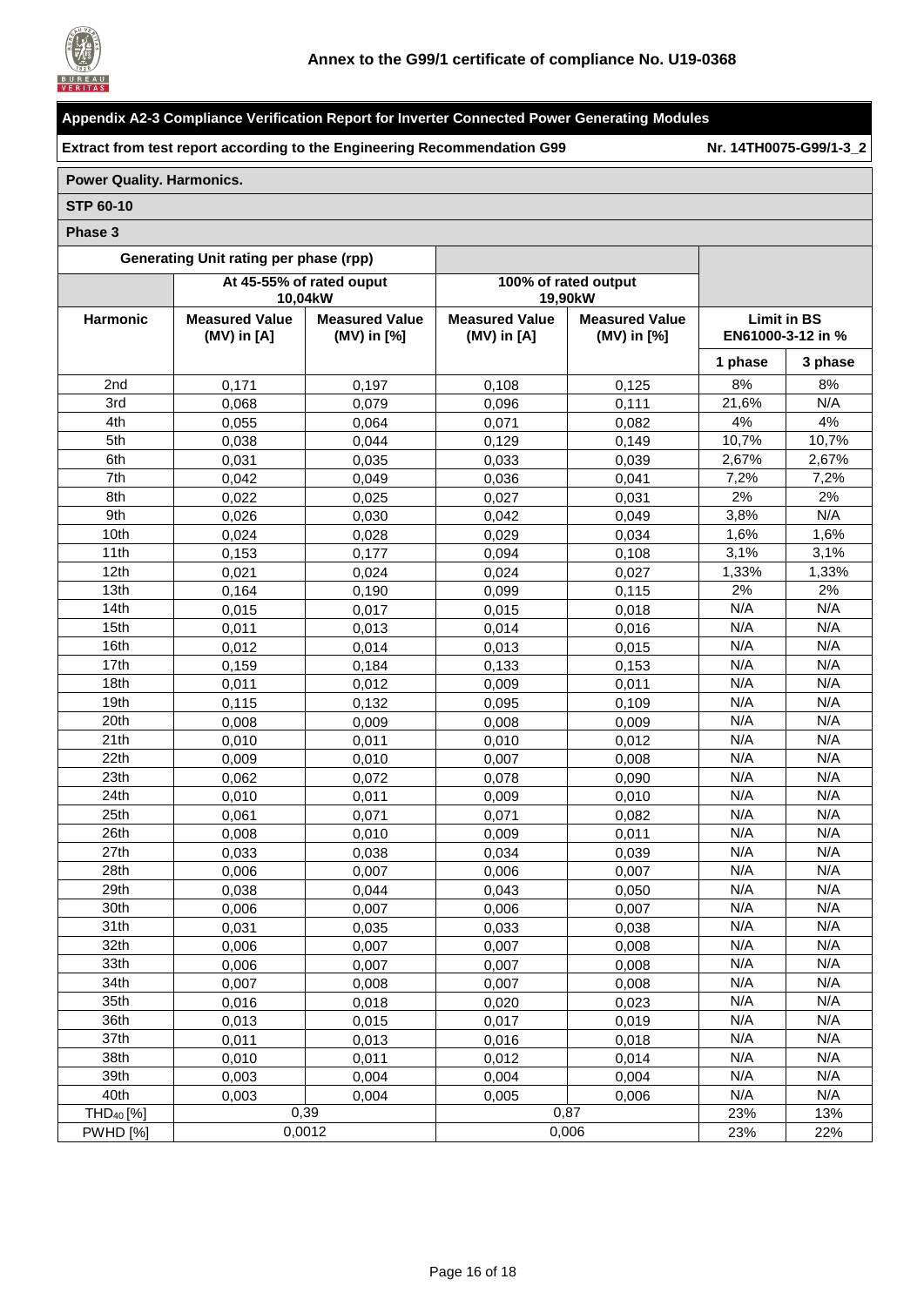**Annex to the G99/1 certificate of compliance No. U19-0368**

**Appendix A2-3 Compliance Verification Report for Inverter Connected Power Generating Modules**

**Extract from test report according to the Engineering Recommendation G99** **Nr. 14TH0075-G99/1-3_2**

**Power Quality. Harmonics.**

**STP 60-10**

**Phase 3**

| Generating Unit rating per phase (rpp) | | | | | | |
|---|---|---|---|---|---|---|
| | At 45-55% of rated ouput 10,04kW | | 100% of rated output 19,90kW | | | |
| **Harmonic** | **Measured Value (MV) in [A]** | **Measured Value (MV) in [%]** | **Measured Value (MV) in [A]** | **Measured Value (MV) in [%]** | **Limit in BS EN61000-3-12 in %** | |
| | | | | | **1 phase** | **3 phase** |
| 2nd | 0,171 | 0,197 | 0,108 | 0,125 | 8% | 8% |
| 3rd | 0,068 | 0,079 | 0,096 | 0,111 | 21,6% | N/A |
| 4th | 0,055 | 0,064 | 0,071 | 0,082 | 4% | 4% |
| 5th | 0,038 | 0,044 | 0,129 | 0,149 | 10,7% | 10,7% |
| 6th | 0,031 | 0,035 | 0,033 | 0,039 | 2,67% | 2,67% |
| 7th | 0,042 | 0,049 | 0,036 | 0,041 | 7,2% | 7,2% |
| 8th | 0,022 | 0,025 | 0,027 | 0,031 | 2% | 2% |
| 9th | 0,026 | 0,030 | 0,042 | 0,049 | 3,8% | N/A |
| 10th | 0,024 | 0,028 | 0,029 | 0,034 | 1,6% | 1,6% |
| 11th | 0,153 | 0,177 | 0,094 | 0,108 | 3,1% | 3,1% |
| 12th | 0,021 | 0,024 | 0,024 | 0,027 | 1,33% | 1,33% |
| 13th | 0,164 | 0,190 | 0,099 | 0,115 | 2% | 2% |
| 14th | 0,015 | 0,017 | 0,015 | 0,018 | N/A | N/A |
| 15th | 0,011 | 0,013 | 0,014 | 0,016 | N/A | N/A |
| 16th | 0,012 | 0,014 | 0,013 | 0,015 | N/A | N/A |
| 17th | 0,159 | 0,184 | 0,133 | 0,153 | N/A | N/A |
| 18th | 0,011 | 0,012 | 0,009 | 0,011 | N/A | N/A |
| 19th | 0,115 | 0,132 | 0,095 | 0,109 | N/A | N/A |
| 20th | 0,008 | 0,009 | 0,008 | 0,009 | N/A | N/A |
| 21th | 0,010 | 0,011 | 0,010 | 0,012 | N/A | N/A |
| 22th | 0,009 | 0,010 | 0,007 | 0,008 | N/A | N/A |
| 23th | 0,062 | 0,072 | 0,078 | 0,090 | N/A | N/A |
| 24th | 0,010 | 0,011 | 0,009 | 0,010 | N/A | N/A |
| 25th | 0,061 | 0,071 | 0,071 | 0,082 | N/A | N/A |
| 26th | 0,008 | 0,010 | 0,009 | 0,011 | N/A | N/A |
| 27th | 0,033 | 0,038 | 0,034 | 0,039 | N/A | N/A |
| 28th | 0,006 | 0,007 | 0,006 | 0,007 | N/A | N/A |
| 29th | 0,038 | 0,044 | 0,043 | 0,050 | N/A | N/A |
| 30th | 0,006 | 0,007 | 0,006 | 0,007 | N/A | N/A |
| 31th | 0,031 | 0,035 | 0,033 | 0,038 | N/A | N/A |
| 32th | 0,006 | 0,007 | 0,007 | 0,008 | N/A | N/A |
| 33th | 0,006 | 0,007 | 0,007 | 0,008 | N/A | N/A |
| 34th | 0,007 | 0,008 | 0,007 | 0,008 | N/A | N/A |
| 35th | 0,016 | 0,018 | 0,020 | 0,023 | N/A | N/A |
| 36th | 0,013 | 0,015 | 0,017 | 0,019 | N/A | N/A |
| 37th | 0,011 | 0,013 | 0,016 | 0,018 | N/A | N/A |
| 38th | 0,010 | 0,011 | 0,012 | 0,014 | N/A | N/A |
| 39th | 0,003 | 0,004 | 0,004 | 0,004 | N/A | N/A |
| 40th | 0,003 | 0,004 | 0,005 | 0,006 | N/A | N/A |
| $THD_{40}$ [%] | 0,39 | | 0,87 | | 23% | 13% |
| PWHD [%] | 0,0012 | | 0,006 | | 23% | 22% |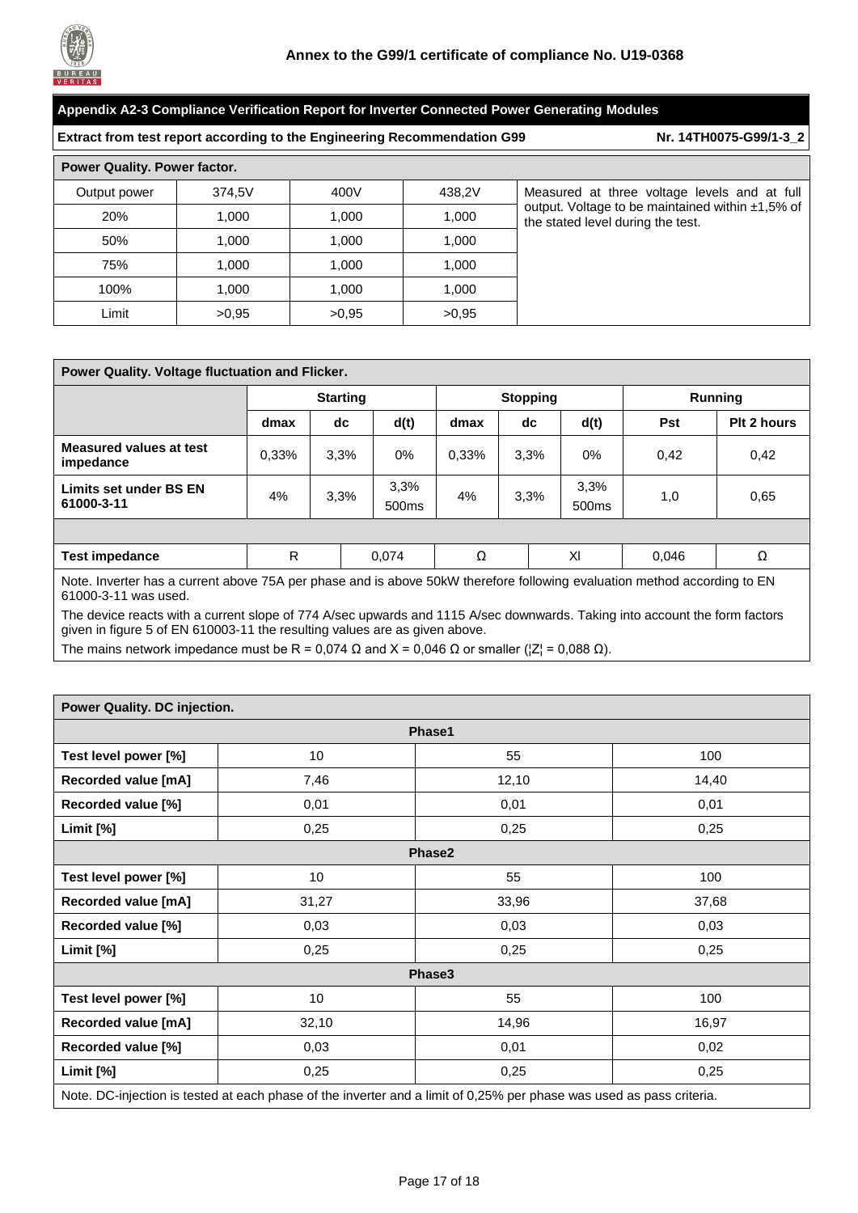**Annex to the G99/1 certificate of compliance No. U19-0368**

## Appendix A2-3 Compliance Verification Report for Inverter Connected Power Generating Modules

**Extract from test report according to the Engineering Recommendation G99** **Nr. 14TH0075-G99/1-3_2**

### Power Quality. Power factor.

| Output power | 374,5V | 400V | 438,2V |
|---|---|---|---|
| 20% | 1,000 | 1,000 | 1,000 |
| 50% | 1,000 | 1,000 | 1,000 |
| 75% | 1,000 | 1,000 | 1,000 |
| 100% | 1,000 | 1,000 | 1,000 |
| Limit | >0,95 | >0,95 | >0,95 |

Measured at three voltage levels and at full output. Voltage to be maintained within ±1,5% of the stated level during the test.

### Power Quality. Voltage fluctuation and Flicker.

| | Starting | | | Stopping | | | Running | |
|---|---|---|---|---|---|---|---|---|
| | dmax | dc | d(t) | dmax | dc | d(t) | Pst | Plt 2 hours |
| **Measured values at test impedance** | 0,33% | 3,3% | 0% | 0,33% | 3,3% | 0% | 0,42 | 0,42 |
| **Limits set under BS EN 61000-3-11** | 4% | 3,3% | 3,3% 500ms | 4% | 3,3% | 3,3% 500ms | 1,0 | 0,65 |
| **Test impedance** | R | | 0,074 | Ω | | Xl | 0,046 | Ω |

Note. Inverter has a current above 75A per phase and is above 50kW therefore following evaluation method according to EN 61000-3-11 was used.

The device reacts with a current slope of 774 A/sec upwards and 1115 A/sec downwards. Taking into account the form factors given in figure 5 of EN 610003-11 the resulting values are as given above.

The mains network impedance must be R = 0,074 Ω and X = 0,046 Ω or smaller (¦Z¦ = 0,088 Ω).

### Power Quality. DC injection.

| | | | |
|---|---|---|---|
| **Phase1** | | | |
| **Test level power [%]** | 10 | 55 | 100 |
| **Recorded value [mA]** | 7,46 | 12,10 | 14,40 |
| **Recorded value [%]** | 0,01 | 0,01 | 0,01 |
| **Limit [%]** | 0,25 | 0,25 | 0,25 |
| **Phase2** | | | |
| **Test level power [%]** | 10 | 55 | 100 |
| **Recorded value [mA]** | 31,27 | 33,96 | 37,68 |
| **Recorded value [%]** | 0,03 | 0,03 | 0,03 |
| **Limit [%]** | 0,25 | 0,25 | 0,25 |
| **Phase3** | | | |
| **Test level power [%]** | 10 | 55 | 100 |
| **Recorded value [mA]** | 32,10 | 14,96 | 16,97 |
| **Recorded value [%]** | 0,03 | 0,01 | 0,02 |
| **Limit [%]** | 0,25 | 0,25 | 0,25 |

Note. DC-injection is tested at each phase of the inverter and a limit of 0,25% per phase was used as pass criteria.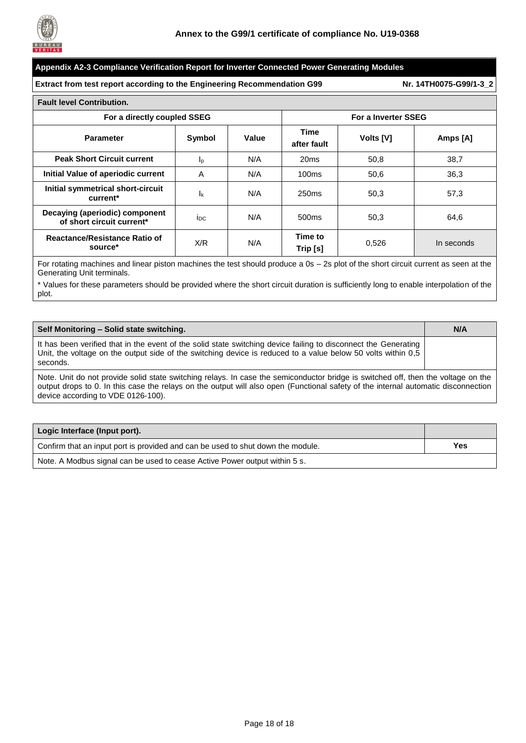**Annex to the G99/1 certificate of compliance No. U19-0368**

**Appendix A2-3 Compliance Verification Report for Inverter Connected Power Generating Modules**

**Extract from test report according to the Engineering Recommendation G99** **Nr. 14TH0075-G99/1-3_2**

| **Fault level Contribution.** | | | | | |
|---|---|---|---|---|---|
| **For a directly coupled SSEG** | | | **For a Inverter SSEG** | | |
| **Parameter** | **Symbol** | **Value** | **Time after fault** | **Volts [V]** | **Amps [A]** |
| **Peak Short Circuit current** | $I_p$ | N/A | 20ms | 50,8 | 38,7 |
| **Initial Value of aperiodic current** | A | N/A | 100ms | 50,6 | 36,3 |
| **Initial symmetrical short-circuit current*** | $I_k$ | N/A | 250ms | 50,3 | 57,3 |
| **Decaying (aperiodic) component of short circuit current*** | $i_{DC}$ | N/A | 500ms | 50,3 | 64,6 |
| **Reactance/Resistance Ratio of source*** | X/R | N/A | **Time to Trip [s]** | 0,526 | In seconds |

For rotating machines and linear piston machines the test should produce a 0s – 2s plot of the short circuit current as seen at the Generating Unit terminals.

* Values for these parameters should be provided where the short circuit duration is sufficiently long to enable interpolation of the plot.

| **Self Monitoring – Solid state switching.** | **N/A** |
|---|---|
| It has been verified that in the event of the solid state switching device failing to disconnect the Generating Unit, the voltage on the output side of the switching device is reduced to a value below 50 volts within 0,5 seconds. | |
| Note. Unit do not provide solid state switching relays. In case the semiconductor bridge is switched off, then the voltage on the output drops to 0. In this case the relays on the output will also open (Functional safety of the internal automatic disconnection device according to VDE 0126-100). | |

| **Logic Interface (Input port).** | |
|---|---|
| Confirm that an input port is provided and can be used to shut down the module. | **Yes** |
| Note. A Modbus signal can be used to cease Active Power output within 5 s. | |